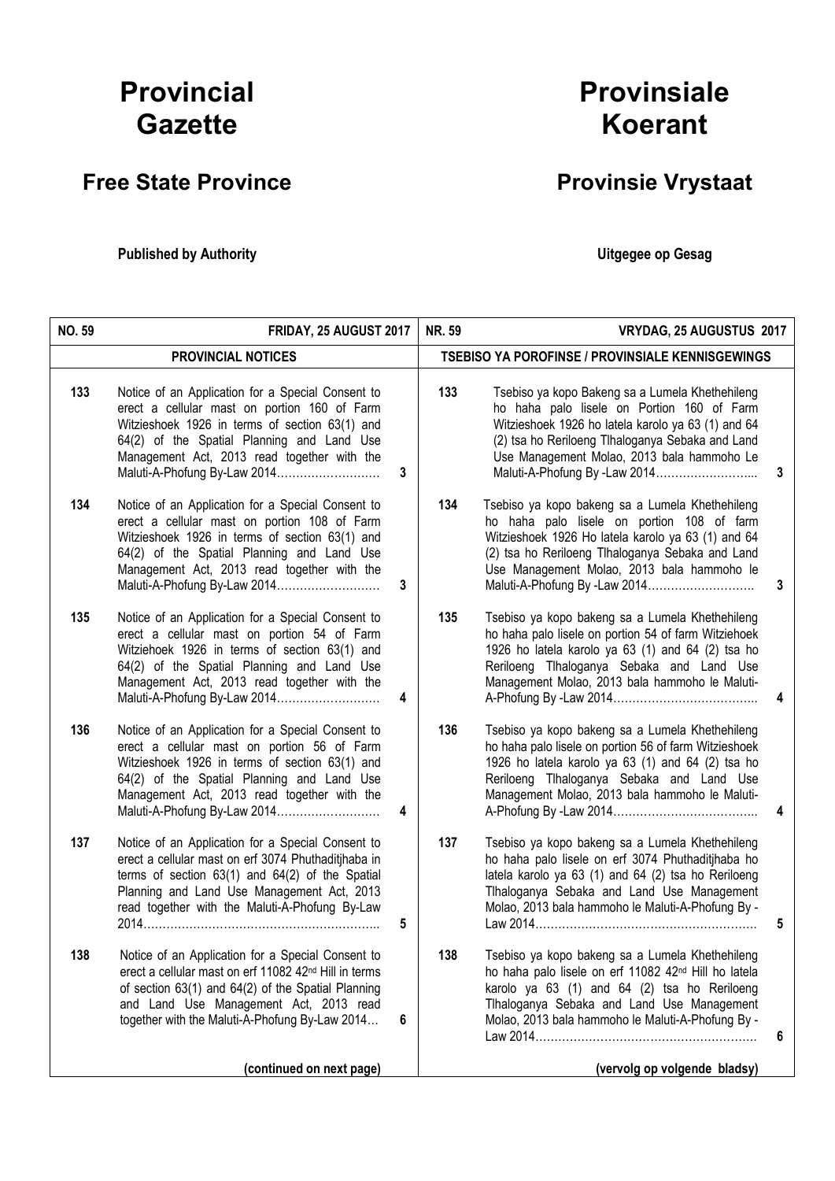# Provincial Gazette

# Provinsiale Koerant

## Free State Province

## Provinsie Vrystaat

**Published by Authority**

**Uitgegee op Gesag**

| **NO. 59** | **FRIDAY, 25 AUGUST 2017** | | **NR. 59** | **VRYDAG, 25 AUGUSTUS 2017** | |
|---|---|---|---|---|---|
| **PROVINCIAL NOTICES** | | | **TSEBISO YA POROFINSE / PROVINSIALE KENNISGEWINGS** | | |
| 133 | Notice of an Application for a Special Consent to erect a cellular mast on portion 160 of Farm Witzieshoek 1926 in terms of section 63(1) and 64(2) of the Spatial Planning and Land Use Management Act, 2013 read together with the Maluti-A-Phofung By-Law 2014……………………… | 3 | 133 | Tsebiso ya kopo Bakeng sa a Lumela Khethehileng ho haha palo lisele on Portion 160 of Farm Witzieshoek 1926 ho latela karolo ya 63 (1) and 64 (2) tsa ho Reriloeng Tlhaloganya Sebaka and Land Use Management Molao, 2013 bala hammoho Le Maluti-A-Phofung By -Law 2014…………………….. | 3 |
| 134 | Notice of an Application for a Special Consent to erect a cellular mast on portion 108 of Farm Witzieshoek 1926 in terms of section 63(1) and 64(2) of the Spatial Planning and Land Use Management Act, 2013 read together with the Maluti-A-Phofung By-Law 2014……………………… | 3 | 134 | Tsebiso ya kopo bakeng sa a Lumela Khethehileng ho haha palo lisele on portion 108 of farm Witzieshoek 1926 Ho latela karolo ya 63 (1) and 64 (2) tsa ho Reriloeng Tlhaloganya Sebaka and Land Use Management Molao, 2013 bala hammoho le Maluti-A-Phofung By -Law 2014……………………… | 3 |
| 135 | Notice of an Application for a Special Consent to erect a cellular mast on portion 54 of Farm Witziehoek 1926 in terms of section 63(1) and 64(2) of the Spatial Planning and Land Use Management Act, 2013 read together with the Maluti-A-Phofung By-Law 2014……………………… | 4 | 135 | Tsebiso ya kopo bakeng sa a Lumela Khethehileng ho haha palo lisele on portion 54 of farm Witziehoek 1926 ho latela karolo ya 63 (1) and 64 (2) tsa ho Reriloeng Tlhaloganya Sebaka and Land Use Management Molao, 2013 bala hammoho le Maluti-A-Phofung By -Law 2014……………………………….. | 4 |
| 136 | Notice of an Application for a Special Consent to erect a cellular mast on portion 56 of Farm Witzieshoek 1926 in terms of section 63(1) and 64(2) of the Spatial Planning and Land Use Management Act, 2013 read together with the Maluti-A-Phofung By-Law 2014……………………… | 4 | 136 | Tsebiso ya kopo bakeng sa a Lumela Khethehileng ho haha palo lisele on portion 56 of farm Witzieshoek 1926 ho latela karolo ya 63 (1) and 64 (2) tsa ho Reriloeng Tlhaloganya Sebaka and Land Use Management Molao, 2013 bala hammoho le Maluti-A-Phofung By -Law 2014……………………………….. | 4 |
| 137 | Notice of an Application for a Special Consent to erect a cellular mast on erf 3074 Phuthaditjhaba in terms of section 63(1) and 64(2) of the Spatial Planning and Land Use Management Act, 2013 read together with the Maluti-A-Phofung By-Law 2014…………………………………………………….. | 5 | 137 | Tsebiso ya kopo bakeng sa a Lumela Khethehileng ho haha palo lisele on erf 3074 Phuthaditjhaba ho latela karolo ya 63 (1) and 64 (2) tsa ho Reriloeng Tlhaloganya Sebaka and Land Use Management Molao, 2013 bala hammoho le Maluti-A-Phofung By -Law 2014………………………………………………… | 5 |
| 138 | Notice of an Application for a Special Consent to erect a cellular mast on erf 11082 42nd Hill in terms of section 63(1) and 64(2) of the Spatial Planning and Land Use Management Act, 2013 read together with the Maluti-A-Phofung By-Law 2014… | 6 | 138 | Tsebiso ya kopo bakeng sa a Lumela Khethehileng ho haha palo lisele on erf 11082 42nd Hill ho latela karolo ya 63 (1) and 64 (2) tsa ho Reriloeng Tlhaloganya Sebaka and Land Use Management Molao, 2013 bala hammoho le Maluti-A-Phofung By -Law 2014………………………………………………… | 6 |
| **(continued on next page)** | | | **(vervolg op volgende bladsy)** | | |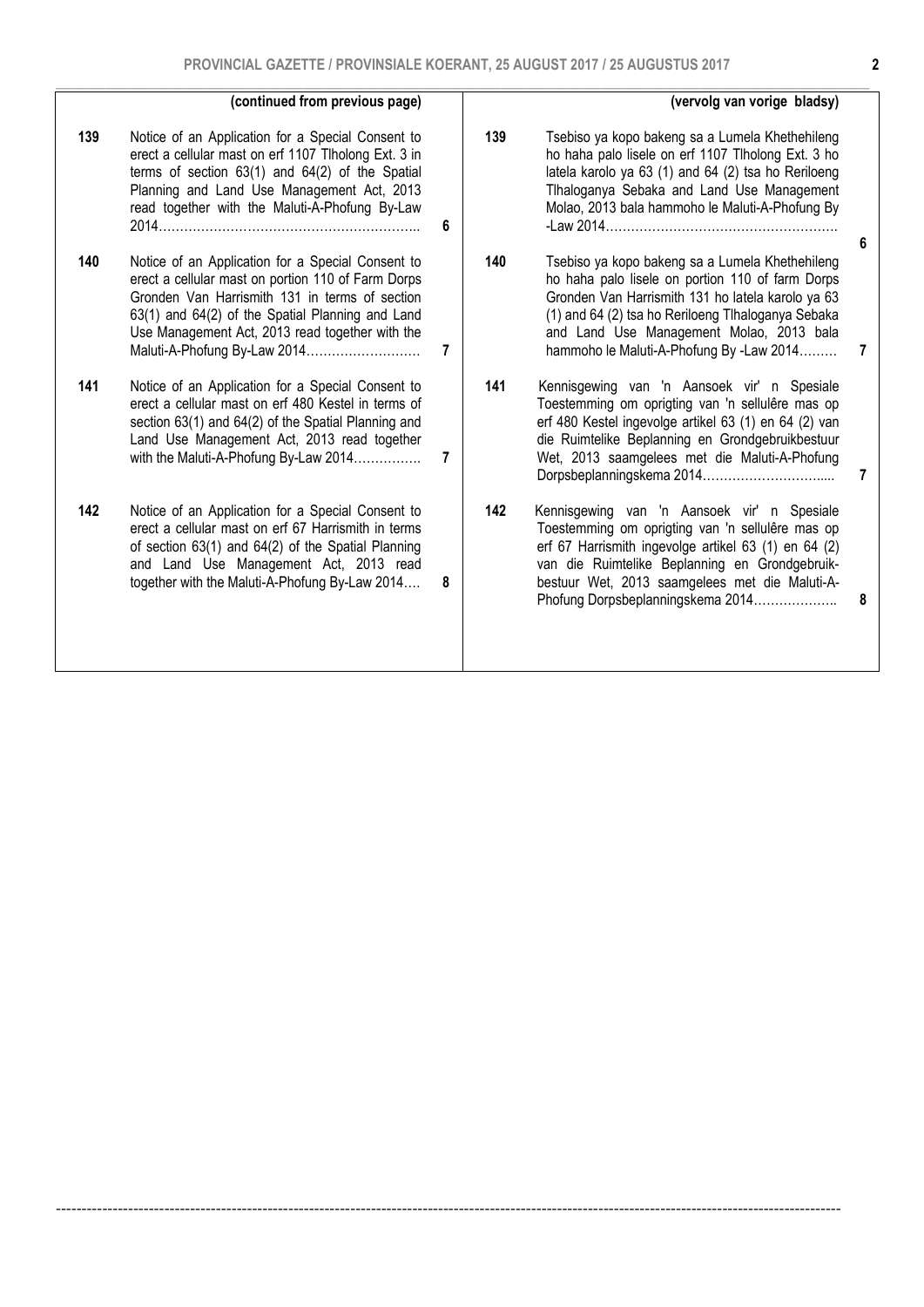| | (continued from previous page) | | | (vervolg van vorige bladsy) | |
|---|---|---|---|---|---|
| 139 | Notice of an Application for a Special Consent to erect a cellular mast on erf 1107 Tlholong Ext. 3 in terms of section 63(1) and 64(2) of the Spatial Planning and Land Use Management Act, 2013 read together with the Maluti-A-Phofung By-Law 2014…………………………………………………….. | 6 | 139 | Tsebiso ya kopo bakeng sa a Lumela Khethehileng ho haha palo lisele on erf 1107 Tlholong Ext. 3 ho latela karolo ya 63 (1) and 64 (2) tsa ho Reriloeng Tlhaloganya Sebaka and Land Use Management Molao, 2013 bala hammoho le Maluti-A-Phofung By -Law 2014………………………………………………. | 6 |
| 140 | Notice of an Application for a Special Consent to erect a cellular mast on portion 110 of Farm Dorps Gronden Van Harrismith 131 in terms of section 63(1) and 64(2) of the Spatial Planning and Land Use Management Act, 2013 read together with the Maluti-A-Phofung By-Law 2014……………………… | 7 | 140 | Tsebiso ya kopo bakeng sa a Lumela Khethehileng ho haha palo lisele on portion 110 of farm Dorps Gronden Van Harrismith 131 ho latela karolo ya 63 (1) and 64 (2) tsa ho Reriloeng Tlhaloganya Sebaka and Land Use Management Molao, 2013 bala hammoho le Maluti-A-Phofung By -Law 2014……… | 7 |
| 141 | Notice of an Application for a Special Consent to erect a cellular mast on erf 480 Kestel in terms of section 63(1) and 64(2) of the Spatial Planning and Land Use Management Act, 2013 read together with the Maluti-A-Phofung By-Law 2014……………. | 7 | 141 | Kennisgewing van 'n Aansoek vir' n Spesiale Toestemming om oprigting van 'n sellulêre mas op erf 480 Kestel ingevolge artikel 63 (1) en 64 (2) van die Ruimtelike Beplanning en Grondgebruikbestuur Wet, 2013 saamgelees met die Maluti-A-Phofung Dorpsbeplanningskema 2014………………………..... | 7 |
| 142 | Notice of an Application for a Special Consent to erect a cellular mast on erf 67 Harrismith in terms of section 63(1) and 64(2) of the Spatial Planning and Land Use Management Act, 2013 read together with the Maluti-A-Phofung By-Law 2014…. | 8 | 142 | Kennisgewing van 'n Aansoek vir' n Spesiale Toestemming om oprigting van 'n sellulêre mas op erf 67 Harrismith ingevolge artikel 63 (1) en 64 (2) van die Ruimtelike Beplanning en Grondgebruik-bestuur Wet, 2013 saamgelees met die Maluti-A-Phofung Dorpsbeplanningskema 2014……………….. | 8 |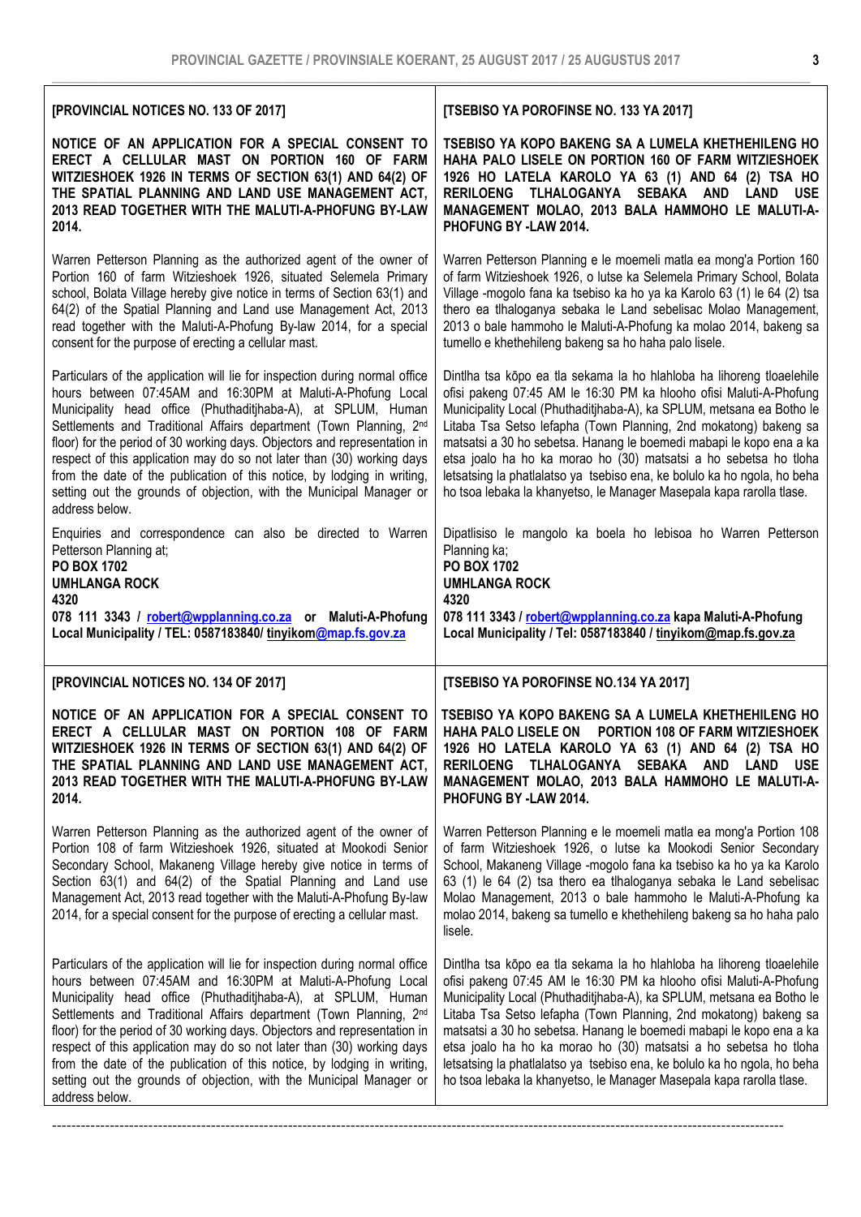**[PROVINCIAL NOTICES NO. 133 OF 2017]**

**NOTICE OF AN APPLICATION FOR A SPECIAL CONSENT TO ERECT A CELLULAR MAST ON PORTION 160 OF FARM WITZIESHOEK 1926 IN TERMS OF SECTION 63(1) AND 64(2) OF THE SPATIAL PLANNING AND LAND USE MANAGEMENT ACT, 2013 READ TOGETHER WITH THE MALUTI-A-PHOFUNG BY-LAW 2014.**

Warren Petterson Planning as the authorized agent of the owner of Portion 160 of farm Witzieshoek 1926, situated Selemela Primary school, Bolata Village hereby give notice in terms of Section 63(1) and 64(2) of the Spatial Planning and Land use Management Act, 2013 read together with the Maluti-A-Phofung By-law 2014, for a special consent for the purpose of erecting a cellular mast.

Particulars of the application will lie for inspection during normal office hours between 07:45AM and 16:30PM at Maluti-A-Phofung Local Municipality head office (Phuthaditjhaba-A), at SPLUM, Human Settlements and Traditional Affairs department (Town Planning, 2nd floor) for the period of 30 working days. Objectors and representation in respect of this application may do so not later than (30) working days from the date of the publication of this notice, by lodging in writing, setting out the grounds of objection, with the Municipal Manager or address below.

Enquiries and correspondence can also be directed to Warren Petterson Planning at;
**PO BOX 1702**
**UMHLANGA ROCK**
**4320**
**078 111 3343 / robert@wpplanning.co.za or Maluti-A-Phofung Local Municipality / TEL: 0587183840/ tinyikom@map.fs.gov.za**

**[TSEBISO YA POROFINSE NO. 133 YA 2017]**

**TSEBISO YA KOPO BAKENG SA A LUMELA KHETHEHILENG HO HAHA PALO LISELE ON PORTION 160 OF FARM WITZIESHOEK 1926 HO LATELA KAROLO YA 63 (1) AND 64 (2) TSA HO RERILOENG TLHALOGANYA SEBAKA AND LAND USE MANAGEMENT MOLAO, 2013 BALA HAMMOHO LE MALUTI-A-PHOFUNG BY -LAW 2014.**

Warren Petterson Planning e le moemeli matla ea mong'a Portion 160 of farm Witzieshoek 1926, o lutse ka Selemela Primary School, Bolata Village -mogolo fana ka tsebiso ka ho ya ka Karolo 63 (1) le 64 (2) tsa thero ea tlhaloganya sebaka le Land sebelisac Molao Management, 2013 o bale hammoho le Maluti-A-Phofung ka molao 2014, bakeng sa tumello e khethehileng bakeng sa ho haha palo lisele.

Dintlha tsa kōpo ea tla sekama la ho hlahloba ha lihoreng tloaelehile ofisi pakeng 07:45 AM le 16:30 PM ka hlooho ofisi Maluti-A-Phofung Municipality Local (Phuthaditjhaba-A), ka SPLUM, metsana ea Botho le Litaba Tsa Setso lefapha (Town Planning, 2nd mokatong) bakeng sa matsatsi a 30 ho sebetsa. Hanang le boemedi mabapi le kopo ena a ka etsa joalo ha ho ka morao ho (30) matsatsi a ho sebetsa ho tloha letsatsing la phatlalatso ya tsebiso ena, ke bolulo ka ho ngola, ho beha ho tsoa lebaka la khanyetso, le Manager Masepala kapa rarolla tlase.

Dipatlisiso le mangolo ka boela ho lebisoa ho Warren Petterson Planning ka;
**PO BOX 1702**
**UMHLANGA ROCK**
**4320**
**078 111 3343 / robert@wpplanning.co.za kapa Maluti-A-Phofung Local Municipality / Tel: 0587183840 / tinyikom@map.fs.gov.za**

**[PROVINCIAL NOTICES NO. 134 OF 2017]**

**NOTICE OF AN APPLICATION FOR A SPECIAL CONSENT TO ERECT A CELLULAR MAST ON PORTION 108 OF FARM WITZIESHOEK 1926 IN TERMS OF SECTION 63(1) AND 64(2) OF THE SPATIAL PLANNING AND LAND USE MANAGEMENT ACT, 2013 READ TOGETHER WITH THE MALUTI-A-PHOFUNG BY-LAW 2014.**

Warren Petterson Planning as the authorized agent of the owner of Portion 108 of farm Witzieshoek 1926, situated at Mookodi Senior Secondary School, Makaneng Village hereby give notice in terms of Section 63(1) and 64(2) of the Spatial Planning and Land use Management Act, 2013 read together with the Maluti-A-Phofung By-law 2014, for a special consent for the purpose of erecting a cellular mast.

Particulars of the application will lie for inspection during normal office hours between 07:45AM and 16:30PM at Maluti-A-Phofung Local Municipality head office (Phuthaditjhaba-A), at SPLUM, Human Settlements and Traditional Affairs department (Town Planning, 2nd floor) for the period of 30 working days. Objectors and representation in respect of this application may do so not later than (30) working days from the date of the publication of this notice, by lodging in writing, setting out the grounds of objection, with the Municipal Manager or address below.

**[TSEBISO YA POROFINSE NO.134 YA 2017]**

**TSEBISO YA KOPO BAKENG SA A LUMELA KHETHEHILENG HO HAHA PALO LISELE ON PORTION 108 OF FARM WITZIESHOEK 1926 HO LATELA KAROLO YA 63 (1) AND 64 (2) TSA HO RERILOENG TLHALOGANYA SEBAKA AND LAND USE MANAGEMENT MOLAO, 2013 BALA HAMMOHO LE MALUTI-A-PHOFUNG BY -LAW 2014.**

Warren Petterson Planning e le moemeli matla ea mong'a Portion 108 of farm Witzieshoek 1926, o lutse ka Mookodi Senior Secondary School, Makaneng Village -mogolo fana ka tsebiso ka ho ya ka Karolo 63 (1) le 64 (2) tsa thero ea tlhaloganya sebaka le Land sebelisac Molao Management, 2013 o bale hammoho le Maluti-A-Phofung ka molao 2014, bakeng sa tumello e khethehileng bakeng sa ho haha palo lisele.

Dintlha tsa kōpo ea tla sekama la ho hlahloba ha lihoreng tloaelehile ofisi pakeng 07:45 AM le 16:30 PM ka hlooho ofisi Maluti-A-Phofung Municipality Local (Phuthaditjhaba-A), ka SPLUM, metsana ea Botho le Litaba Tsa Setso lefapha (Town Planning, 2nd mokatong) bakeng sa matsatsi a 30 ho sebetsa. Hanang le boemedi mabapi le kopo ena a ka etsa joalo ha ho ka morao ho (30) matsatsi a ho sebetsa ho tloha letsatsing la phatlalatso ya tsebiso ena, ke bolulo ka ho ngola, ho beha ho tsoa lebaka la khanyetso, le Manager Masepala kapa rarolla tlase.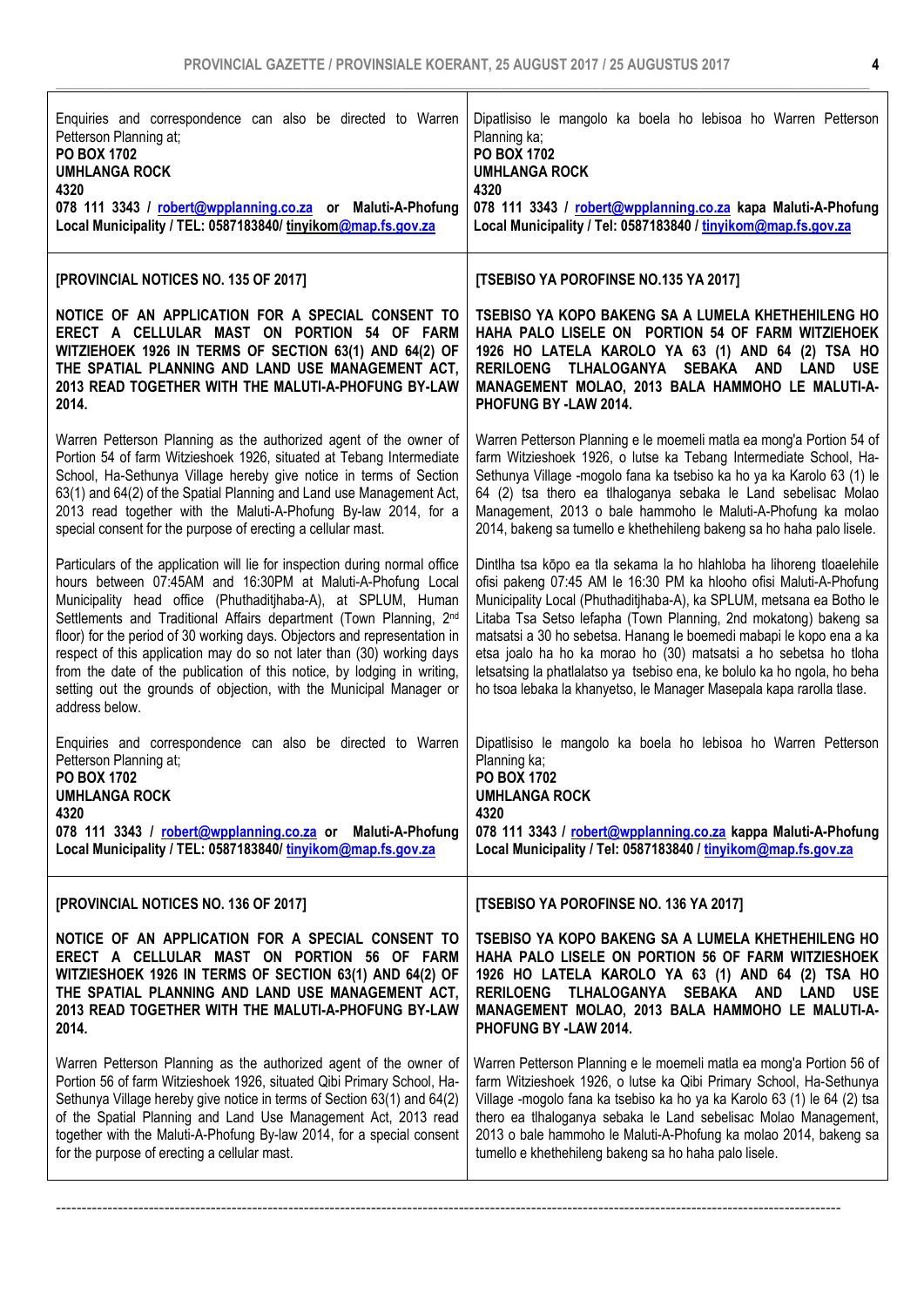Enquiries and correspondence can also be directed to Warren Petterson Planning at;
**PO BOX 1702**
**UMHLANGA ROCK**
**4320**
**078 111 3343 / robert@wpplanning.co.za or Maluti-A-Phofung Local Municipality / TEL: 0587183840/ tinyikom@map.fs.gov.za**

Dipatlisiso le mangolo ka boela ho lebisoa ho Warren Petterson Planning ka;
**PO BOX 1702**
**UMHLANGA ROCK**
**4320**
**078 111 3343 / robert@wpplanning.co.za kapa Maluti-A-Phofung Local Municipality / Tel: 0587183840 / tinyikom@map.fs.gov.za**

---

**[PROVINCIAL NOTICES NO. 135 OF 2017]**

**NOTICE OF AN APPLICATION FOR A SPECIAL CONSENT TO ERECT A CELLULAR MAST ON PORTION 54 OF FARM WITZIEHOEK 1926 IN TERMS OF SECTION 63(1) AND 64(2) OF THE SPATIAL PLANNING AND LAND USE MANAGEMENT ACT, 2013 READ TOGETHER WITH THE MALUTI-A-PHOFUNG BY-LAW 2014.**

Warren Petterson Planning as the authorized agent of the owner of Portion 54 of farm Witzieshoek 1926, situated at Tebang Intermediate School, Ha-Sethunya Village hereby give notice in terms of Section 63(1) and 64(2) of the Spatial Planning and Land use Management Act, 2013 read together with the Maluti-A-Phofung By-law 2014, for a special consent for the purpose of erecting a cellular mast.

Particulars of the application will lie for inspection during normal office hours between 07:45AM and 16:30PM at Maluti-A-Phofung Local Municipality head office (Phuthaditjhaba-A), at SPLUM, Human Settlements and Traditional Affairs department (Town Planning, 2nd floor) for the period of 30 working days. Objectors and representation in respect of this application may do so not later than (30) working days from the date of the publication of this notice, by lodging in writing, setting out the grounds of objection, with the Municipal Manager or address below.

Enquiries and correspondence can also be directed to Warren Petterson Planning at;
**PO BOX 1702**
**UMHLANGA ROCK**
**4320**
**078 111 3343 / robert@wpplanning.co.za or Maluti-A-Phofung Local Municipality / TEL: 0587183840/ tinyikom@map.fs.gov.za**

**[TSEBISO YA POROFINSE NO.135 YA 2017]**

**TSEBISO YA KOPO BAKENG SA A LUMELA KHETHEHILENG HO HAHA PALO LISELE ON PORTION 54 OF FARM WITZIEHOEK 1926 HO LATELA KAROLO YA 63 (1) AND 64 (2) TSA HO RERILOENG TLHALOGANYA SEBAKA AND LAND USE MANAGEMENT MOLAO, 2013 BALA HAMMOHO LE MALUTI-A-PHOFUNG BY -LAW 2014.**

Warren Petterson Planning e le moemeli matla ea mong'a Portion 54 of farm Witzieshoek 1926, o lutse ka Tebang Intermediate School, Ha-Sethunya Village -mogolo fana ka tsebiso ka ho ya ka Karolo 63 (1) le 64 (2) tsa thero ea tlhaloganya sebaka le Land sebelisac Molao Management, 2013 o bale hammoho le Maluti-A-Phofung ka molao 2014, bakeng sa tumello e khethehileng bakeng sa ho haha palo lisele.

Dintlha tsa kōpo ea tla sekama la ho hlahloba ha lihoreng tloaelehile ofisi pakeng 07:45 AM le 16:30 PM ka hlooho ofisi Maluti-A-Phofung Municipality Local (Phuthaditjhaba-A), ka SPLUM, metsana ea Botho le Litaba Tsa Setso lefapha (Town Planning, 2nd mokatong) bakeng sa matsatsi a 30 ho sebetsa. Hanang le boemedi mabapi le kopo ena a ka etsa joalo ha ho ka morao ho (30) matsatsi a ho sebetsa ho tloha letsatsing la phatlalatso ya tsebiso ena, ke bolulo ka ho ngola, ho beha ho tsoa lebaka la khanyetso, le Manager Masepala kapa rarolla tlase.

Dipatlisiso le mangolo ka boela ho lebisoa ho Warren Petterson Planning ka;
**PO BOX 1702**
**UMHLANGA ROCK**
**4320**
**078 111 3343 / robert@wpplanning.co.za kappa Maluti-A-Phofung Local Municipality / Tel: 0587183840 / tinyikom@map.fs.gov.za**

---

**[PROVINCIAL NOTICES NO. 136 OF 2017]**

**NOTICE OF AN APPLICATION FOR A SPECIAL CONSENT TO ERECT A CELLULAR MAST ON PORTION 56 OF FARM WITZIESHOEK 1926 IN TERMS OF SECTION 63(1) AND 64(2) OF THE SPATIAL PLANNING AND LAND USE MANAGEMENT ACT, 2013 READ TOGETHER WITH THE MALUTI-A-PHOFUNG BY-LAW 2014.**

Warren Petterson Planning as the authorized agent of the owner of Portion 56 of farm Witzieshoek 1926, situated Qibi Primary School, Ha-Sethunya Village hereby give notice in terms of Section 63(1) and 64(2) of the Spatial Planning and Land Use Management Act, 2013 read together with the Maluti-A-Phofung By-law 2014, for a special consent for the purpose of erecting a cellular mast.

**[TSEBISO YA POROFINSE NO. 136 YA 2017]**

**TSEBISO YA KOPO BAKENG SA A LUMELA KHETHEHILENG HO HAHA PALO LISELE ON PORTION 56 OF FARM WITZIESHOEK 1926 HO LATELA KAROLO YA 63 (1) AND 64 (2) TSA HO RERILOENG TLHALOGANYA SEBAKA AND LAND USE MANAGEMENT MOLAO, 2013 BALA HAMMOHO LE MALUTI-A-PHOFUNG BY -LAW 2014.**

Warren Petterson Planning e le moemeli matla ea mong'a Portion 56 of farm Witzieshoek 1926, o lutse ka Qibi Primary School, Ha-Sethunya Village -mogolo fana ka tsebiso ka ho ya ka Karolo 63 (1) le 64 (2) tsa thero ea tlhaloganya sebaka le Land sebelisac Molao Management, 2013 o bale hammoho le Maluti-A-Phofung ka molao 2014, bakeng sa tumello e khethehileng bakeng sa ho haha palo lisele.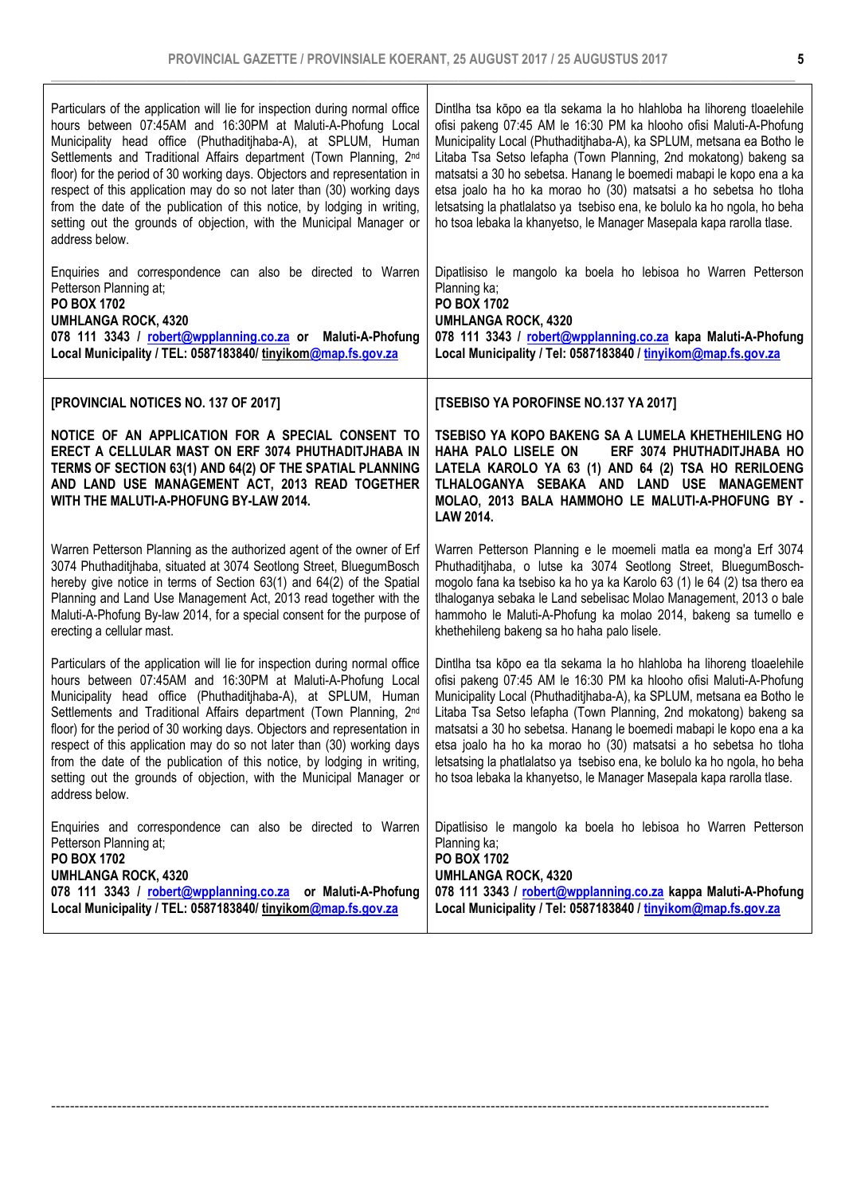Particulars of the application will lie for inspection during normal office hours between 07:45AM and 16:30PM at Maluti-A-Phofung Local Municipality head office (Phuthaditjhaba-A), at SPLUM, Human Settlements and Traditional Affairs department (Town Planning, 2nd floor) for the period of 30 working days. Objectors and representation in respect of this application may do so not later than (30) working days from the date of the publication of this notice, by lodging in writing, setting out the grounds of objection, with the Municipal Manager or address below.

Enquiries and correspondence can also be directed to Warren Petterson Planning at;
**PO BOX 1702**
**UMHLANGA ROCK, 4320**
**078 111 3343 / robert@wpplanning.co.za or Maluti-A-Phofung Local Municipality / TEL: 0587183840/ tinyikom@map.fs.gov.za**

Dintlha tsa kōpo ea tla sekama la ho hlahloba ha lihoreng tloaelehile ofisi pakeng 07:45 AM le 16:30 PM ka hlooho ofisi Maluti-A-Phofung Municipality Local (Phuthaditjhaba-A), ka SPLUM, metsana ea Botho le Litaba Tsa Setso lefapha (Town Planning, 2nd mokatong) bakeng sa matsatsi a 30 ho sebetsa. Hanang le boemedi mabapi le kopo ena a ka etsa joalo ha ho ka morao ho (30) matsatsi a ho sebetsa ho tloha letsatsing la phatlalatso ya tsebiso ena, ke bolulo ka ho ngola, ho beha ho tsoa lebaka la khanyetso, le Manager Masepala kapa rarolla tlase.

Dipatlisiso le mangolo ka boela ho lebisoa ho Warren Petterson Planning ka;
**PO BOX 1702**
**UMHLANGA ROCK, 4320**
**078 111 3343 / robert@wpplanning.co.za kapa Maluti-A-Phofung Local Municipality / Tel: 0587183840 / tinyikom@map.fs.gov.za**

**[PROVINCIAL NOTICES NO. 137 OF 2017]**

**NOTICE OF AN APPLICATION FOR A SPECIAL CONSENT TO ERECT A CELLULAR MAST ON ERF 3074 PHUTHADITJHABA IN TERMS OF SECTION 63(1) AND 64(2) OF THE SPATIAL PLANNING AND LAND USE MANAGEMENT ACT, 2013 READ TOGETHER WITH THE MALUTI-A-PHOFUNG BY-LAW 2014.**

Warren Petterson Planning as the authorized agent of the owner of Erf 3074 Phuthaditjhaba, situated at 3074 Seotlong Street, BluegumBosch hereby give notice in terms of Section 63(1) and 64(2) of the Spatial Planning and Land Use Management Act, 2013 read together with the Maluti-A-Phofung By-law 2014, for a special consent for the purpose of erecting a cellular mast.

Particulars of the application will lie for inspection during normal office hours between 07:45AM and 16:30PM at Maluti-A-Phofung Local Municipality head office (Phuthaditjhaba-A), at SPLUM, Human Settlements and Traditional Affairs department (Town Planning, 2nd floor) for the period of 30 working days. Objectors and representation in respect of this application may do so not later than (30) working days from the date of the publication of this notice, by lodging in writing, setting out the grounds of objection, with the Municipal Manager or address below.

Enquiries and correspondence can also be directed to Warren Petterson Planning at;
**PO BOX 1702**
**UMHLANGA ROCK, 4320**
**078 111 3343 / robert@wpplanning.co.za or Maluti-A-Phofung Local Municipality / TEL: 0587183840/ tinyikom@map.fs.gov.za**

**[TSEBISO YA POROFINSE NO.137 YA 2017]**

**TSEBISO YA KOPO BAKENG SA A LUMELA KHETHEHILENG HO HAHA PALO LISELE ON ERF 3074 PHUTHADITJHABA HO LATELA KAROLO YA 63 (1) AND 64 (2) TSA HO RERILOENG TLHALOGANYA SEBAKA AND LAND USE MANAGEMENT MOLAO, 2013 BALA HAMMOHO LE MALUTI-A-PHOFUNG BY - LAW 2014.**

Warren Petterson Planning e le moemeli matla ea mong'a Erf 3074 Phuthaditjhaba, o lutse ka 3074 Seotlong Street, BluegumBosch-mogolo fana ka tsebiso ka ho ya ka Karolo 63 (1) le 64 (2) tsa thero ea tlhaloganya sebaka le Land sebelisac Molao Management, 2013 o bale hammoho le Maluti-A-Phofung ka molao 2014, bakeng sa tumello e khethehileng bakeng sa ho haha palo lisele.

Dintlha tsa kōpo ea tla sekama la ho hlahloba ha lihoreng tloaelehile ofisi pakeng 07:45 AM le 16:30 PM ka hlooho ofisi Maluti-A-Phofung Municipality Local (Phuthaditjhaba-A), ka SPLUM, metsana ea Botho le Litaba Tsa Setso lefapha (Town Planning, 2nd mokatong) bakeng sa matsatsi a 30 ho sebetsa. Hanang le boemedi mabapi le kopo ena a ka etsa joalo ha ho ka morao ho (30) matsatsi a ho sebetsa ho tloha letsatsing la phatlalatso ya tsebiso ena, ke bolulo ka ho ngola, ho beha ho tsoa lebaka la khanyetso, le Manager Masepala kapa rarolla tlase.

Dipatlisiso le mangolo ka boela ho lebisoa ho Warren Petterson Planning ka;
**PO BOX 1702**
**UMHLANGA ROCK, 4320**
**078 111 3343 / robert@wpplanning.co.za kappa Maluti-A-Phofung Local Municipality / Tel: 0587183840 / tinyikom@map.fs.gov.za**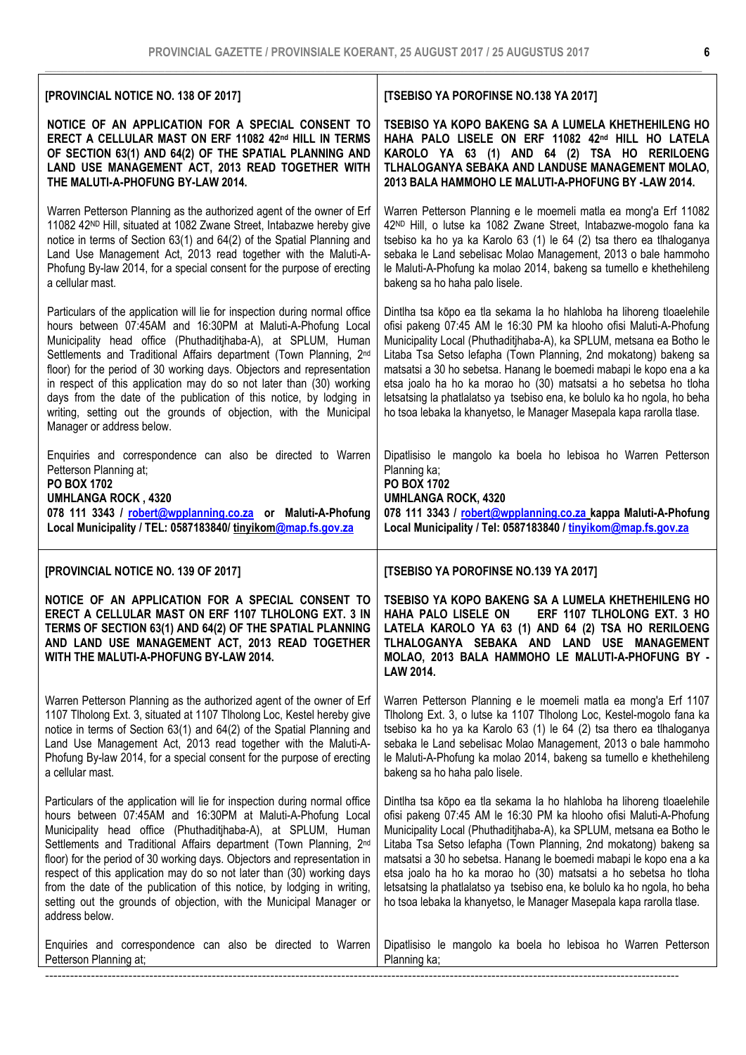**[PROVINCIAL NOTICE NO. 138 OF 2017]**

**NOTICE OF AN APPLICATION FOR A SPECIAL CONSENT TO ERECT A CELLULAR MAST ON ERF 11082 42nd HILL IN TERMS OF SECTION 63(1) AND 64(2) OF THE SPATIAL PLANNING AND LAND USE MANAGEMENT ACT, 2013 READ TOGETHER WITH THE MALUTI-A-PHOFUNG BY-LAW 2014.**

Warren Petterson Planning as the authorized agent of the owner of Erf 11082 42ND Hill, situated at 1082 Zwane Street, Intabazwe hereby give notice in terms of Section 63(1) and 64(2) of the Spatial Planning and Land Use Management Act, 2013 read together with the Maluti-A-Phofung By-law 2014, for a special consent for the purpose of erecting a cellular mast.

Particulars of the application will lie for inspection during normal office hours between 07:45AM and 16:30PM at Maluti-A-Phofung Local Municipality head office (Phuthaditjhaba-A), at SPLUM, Human Settlements and Traditional Affairs department (Town Planning, 2nd floor) for the period of 30 working days. Objectors and representation in respect of this application may do so not later than (30) working days from the date of the publication of this notice, by lodging in writing, setting out the grounds of objection, with the Municipal Manager or address below.

Enquiries and correspondence can also be directed to Warren Petterson Planning at;
**PO BOX 1702**
**UMHLANGA ROCK , 4320**
**078 111 3343 / robert@wpplanning.co.za or Maluti-A-Phofung Local Municipality / TEL: 0587183840/ tinyikom@map.fs.gov.za**

**[TSEBISO YA POROFINSE NO.138 YA 2017]**

**TSEBISO YA KOPO BAKENG SA A LUMELA KHETHEHILENG HO HAHA PALO LISELE ON ERF 11082 42nd HILL HO LATELA KAROLO YA 63 (1) AND 64 (2) TSA HO RERILOENG TLHALOGANYA SEBAKA AND LANDUSE MANAGEMENT MOLAO, 2013 BALA HAMMOHO LE MALUTI-A-PHOFUNG BY -LAW 2014.**

Warren Petterson Planning e le moemeli matla ea mong'a Erf 11082 42ND Hill, o lutse ka 1082 Zwane Street, Intabazwe-mogolo fana ka tsebiso ka ho ya ka Karolo 63 (1) le 64 (2) tsa thero ea tlhaloganya sebaka le Land sebelisac Molao Management, 2013 o bale hammoho le Maluti-A-Phofung ka molao 2014, bakeng sa tumello e khethehileng bakeng sa ho haha palo lisele.

Dintlha tsa kōpo ea tla sekama la ho hlahloba ha lihoreng tloaelehile ofisi pakeng 07:45 AM le 16:30 PM ka hlooho ofisi Maluti-A-Phofung Municipality Local (Phuthaditjhaba-A), ka SPLUM, metsana ea Botho le Litaba Tsa Setso lefapha (Town Planning, 2nd mokatong) bakeng sa matsatsi a 30 ho sebetsa. Hanang le boemedi mabapi le kopo ena a ka etsa joalo ha ho ka morao ho (30) matsatsi a ho sebetsa ho tloha letsatsing la phatlalatso ya tsebiso ena, ke bolulo ka ho ngola, ho beha ho tsoa lebaka la khanyetso, le Manager Masepala kapa rarolla tlase.

Dipatlisiso le mangolo ka boela ho lebisoa ho Warren Petterson Planning ka;
**PO BOX 1702**
**UMHLANGA ROCK, 4320**
**078 111 3343 / robert@wpplanning.co.za kappa Maluti-A-Phofung Local Municipality / Tel: 0587183840 / tinyikom@map.fs.gov.za**

---

**[PROVINCIAL NOTICE NO. 139 OF 2017]**

**NOTICE OF AN APPLICATION FOR A SPECIAL CONSENT TO ERECT A CELLULAR MAST ON ERF 1107 TLHOLONG EXT. 3 IN TERMS OF SECTION 63(1) AND 64(2) OF THE SPATIAL PLANNING AND LAND USE MANAGEMENT ACT, 2013 READ TOGETHER WITH THE MALUTI-A-PHOFUNG BY-LAW 2014.**

Warren Petterson Planning as the authorized agent of the owner of Erf 1107 Tlholong Ext. 3, situated at 1107 Tlholong Loc, Kestel hereby give notice in terms of Section 63(1) and 64(2) of the Spatial Planning and Land Use Management Act, 2013 read together with the Maluti-A-Phofung By-law 2014, for a special consent for the purpose of erecting a cellular mast.

Particulars of the application will lie for inspection during normal office hours between 07:45AM and 16:30PM at Maluti-A-Phofung Local Municipality head office (Phuthaditjhaba-A), at SPLUM, Human Settlements and Traditional Affairs department (Town Planning, 2nd floor) for the period of 30 working days. Objectors and representation in respect of this application may do so not later than (30) working days from the date of the publication of this notice, by lodging in writing, setting out the grounds of objection, with the Municipal Manager or address below.

Enquiries and correspondence can also be directed to Warren Petterson Planning at;

**[TSEBISO YA POROFINSE NO.139 YA 2017]**

**TSEBISO YA KOPO BAKENG SA A LUMELA KHETHEHILENG HO HAHA PALO LISELE ON ERF 1107 TLHOLONG EXT. 3 HO LATELA KAROLO YA 63 (1) AND 64 (2) TSA HO RERILOENG TLHALOGANYA SEBAKA AND LAND USE MANAGEMENT MOLAO, 2013 BALA HAMMOHO LE MALUTI-A-PHOFUNG BY - LAW 2014.**

Warren Petterson Planning e le moemeli matla ea mong'a Erf 1107 Tlholong Ext. 3, o lutse ka 1107 Tlholong Loc, Kestel-mogolo fana ka tsebiso ka ho ya ka Karolo 63 (1) le 64 (2) tsa thero ea tlhaloganya sebaka le Land sebelisac Molao Management, 2013 o bale hammoho le Maluti-A-Phofung ka molao 2014, bakeng sa tumello e khethehileng bakeng sa ho haha palo lisele.

Dintlha tsa kōpo ea tla sekama la ho hlahloba ha lihoreng tloaelehile ofisi pakeng 07:45 AM le 16:30 PM ka hlooho ofisi Maluti-A-Phofung Municipality Local (Phuthaditjhaba-A), ka SPLUM, metsana ea Botho le Litaba Tsa Setso lefapha (Town Planning, 2nd mokatong) bakeng sa matsatsi a 30 ho sebetsa. Hanang le boemedi mabapi le kopo ena a ka etsa joalo ha ho ka morao ho (30) matsatsi a ho sebetsa ho tloha letsatsing la phatlalatso ya tsebiso ena, ke bolulo ka ho ngola, ho beha ho tsoa lebaka la khanyetso, le Manager Masepala kapa rarolla tlase.

Dipatlisiso le mangolo ka boela ho lebisoa ho Warren Petterson Planning ka;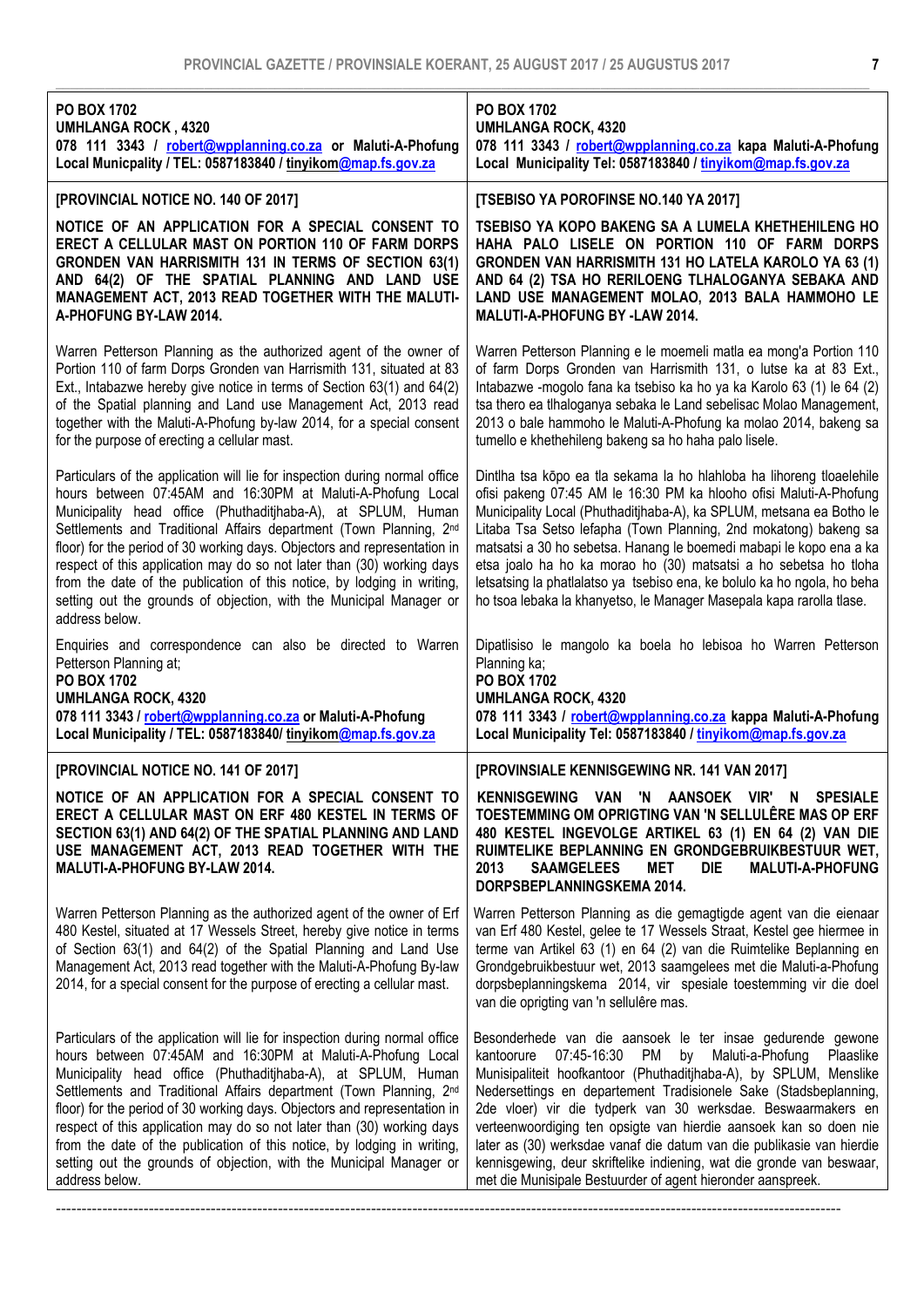| **PO BOX 1702**<br>**UMHLANGA ROCK , 4320**<br>**078 111 3343 / robert@wpplanning.co.za or Maluti-A-Phofung Local Municpality / TEL: 0587183840 / tinyikom@map.fs.gov.za** | **PO BOX 1702**<br>**UMHLANGA ROCK, 4320**<br>**078 111 3343 / robert@wpplanning.co.za kapa Maluti-A-Phofung Local Municipality Tel: 0587183840 / tinyikom@map.fs.gov.za** |
|---|---|
| **[PROVINCIAL NOTICE NO. 140 OF 2017]** | **[TSEBISO YA POROFINSE NO.140 YA 2017]** |
| **NOTICE OF AN APPLICATION FOR A SPECIAL CONSENT TO ERECT A CELLULAR MAST ON PORTION 110 OF FARM DORPS GRONDEN VAN HARRISMITH 131 IN TERMS OF SECTION 63(1) AND 64(2) OF THE SPATIAL PLANNING AND LAND USE MANAGEMENT ACT, 2013 READ TOGETHER WITH THE MALUTI-A-PHOFUNG BY-LAW 2014.** | **TSEBISO YA KOPO BAKENG SA A LUMELA KHETHEHILENG HO HAHA PALO LISELE ON PORTION 110 OF FARM DORPS GRONDEN VAN HARRISMITH 131 HO LATELA KAROLO YA 63 (1) AND 64 (2) TSA HO RERILOENG TLHALOGANYA SEBAKA AND LAND USE MANAGEMENT MOLAO, 2013 BALA HAMMOHO LE MALUTI-A-PHOFUNG BY -LAW 2014.** |
| Warren Petterson Planning as the authorized agent of the owner of Portion 110 of farm Dorps Gronden van Harrismith 131, situated at 83 Ext., Intabazwe hereby give notice in terms of Section 63(1) and 64(2) of the Spatial planning and Land use Management Act, 2013 read together with the Maluti-A-Phofung by-law 2014, for a special consent for the purpose of erecting a cellular mast. | Warren Petterson Planning e le moemeli matla ea mong'a Portion 110 of farm Dorps Gronden van Harrismith 131, o lutse ka at 83 Ext., Intabazwe -mogolo fana ka tsebiso ka ho ya ka Karolo 63 (1) le 64 (2) tsa thero ea tlhaloganya sebaka le Land sebelisac Molao Management, 2013 o bale hammoho le Maluti-A-Phofung ka molao 2014, bakeng sa tumello e khethehileng bakeng sa ho haha palo lisele. |
| Particulars of the application will lie for inspection during normal office hours between 07:45AM and 16:30PM at Maluti-A-Phofung Local Municipality head office (Phuthaditjhaba-A), at SPLUM, Human Settlements and Traditional Affairs department (Town Planning, 2nd floor) for the period of 30 working days. Objectors and representation in respect of this application may do so not later than (30) working days from the date of the publication of this notice, by lodging in writing, setting out the grounds of objection, with the Municipal Manager or address below. | Dintlha tsa kōpo ea tla sekama la ho hlahloba ha lihoreng tloaelehile ofisi pakeng 07:45 AM le 16:30 PM ka hlooho ofisi Maluti-A-Phofung Municipality Local (Phuthaditjhaba-A), ka SPLUM, metsana ea Botho le Litaba Tsa Setso lefapha (Town Planning, 2nd mokatong) bakeng sa matsatsi a 30 ho sebetsa. Hanang le boemedi mabapi le kopo ena a ka etsa joalo ha ho ka morao ho (30) matsatsi a ho sebetsa ho tloha letsatsing la phatlalatso ya tsebiso ena, ke bolulo ka ho ngola, ho beha ho tsoa lebaka la khanyetso, le Manager Masepala kapa rarolla tlase. |
| Enquiries and correspondence can also be directed to Warren Petterson Planning at;<br>**PO BOX 1702**<br>**UMHLANGA ROCK, 4320**<br>**078 111 3343 / robert@wpplanning.co.za or Maluti-A-Phofung Local Municipality / TEL: 0587183840/ tinyikom@map.fs.gov.za** | Dipatlisiso le mangolo ka boela ho lebisoa ho Warren Petterson Planning ka;<br>**PO BOX 1702**<br>**UMHLANGA ROCK, 4320**<br>**078 111 3343 / robert@wpplanning.co.za kappa Maluti-A-Phofung Local Municipality Tel: 0587183840 / tinyikom@map.fs.gov.za** |
| **[PROVINCIAL NOTICE NO. 141 OF 2017]** | **[PROVINSIALE KENNISGEWING NR. 141 VAN 2017]** |
| **NOTICE OF AN APPLICATION FOR A SPECIAL CONSENT TO ERECT A CELLULAR MAST ON ERF 480 KESTEL IN TERMS OF SECTION 63(1) AND 64(2) OF THE SPATIAL PLANNING AND LAND USE MANAGEMENT ACT, 2013 READ TOGETHER WITH THE MALUTI-A-PHOFUNG BY-LAW 2014.** | **KENNISGEWING VAN 'N AANSOEK VIR' N SPESIALE TOESTEMMING OM OPRIGTING VAN 'N SELLULÊRE MAS OP ERF 480 KESTEL INGEVOLGE ARTIKEL 63 (1) EN 64 (2) VAN DIE RUIMTELIKE BEPLANNING EN GRONDGEBRUIKBESTUUR WET, 2013 SAAMGELEES MET DIE MALUTI-A-PHOFUNG DORPSBEPLANNINGSKEMA 2014.** |
| Warren Petterson Planning as the authorized agent of the owner of Erf 480 Kestel, situated at 17 Wessels Street, hereby give notice in terms of Section 63(1) and 64(2) of the Spatial Planning and Land Use Management Act, 2013 read together with the Maluti-A-Phofung By-law 2014, for a special consent for the purpose of erecting a cellular mast. | Warren Petterson Planning as die gemagtigde agent van die eienaar van Erf 480 Kestel, gelee te 17 Wessels Straat, Kestel gee hiermee in terme van Artikel 63 (1) en 64 (2) van die Ruimtelike Beplanning en Grondgebruikbestuur wet, 2013 saamgelees met die Maluti-a-Phofung dorpsbeplanningskema 2014, vir spesiale toestemming vir die doel van die oprigting van 'n sellulêre mas. |
| Particulars of the application will lie for inspection during normal office hours between 07:45AM and 16:30PM at Maluti-A-Phofung Local Municipality head office (Phuthaditjhaba-A), at SPLUM, Human Settlements and Traditional Affairs department (Town Planning, 2nd floor) for the period of 30 working days. Objectors and representation in respect of this application may do so not later than (30) working days from the date of the publication of this notice, by lodging in writing, setting out the grounds of objection, with the Municipal Manager or address below. | Besonderhede van die aansoek le ter insae gedurende gewone kantoorure 07:45-16:30 PM by Maluti-a-Phofung Plaaslike Munisipaliteit hoofkantoor (Phuthaditjhaba-A), by SPLUM, Menslike Nedersettings en departement Tradisionele Sake (Stadsbeplanning, 2de vloer) vir die tydperk van 30 werksdae. Beswaarmakers en verteenwoordiging ten opsigte van hierdie aansoek kan so doen nie later as (30) werksdae vanaf die datum van die publikasie van hierdie kennisgewing, deur skriftelike indiening, wat die gronde van beswaar, met die Munisipale Bestuurder of agent hieronder aanspreek. |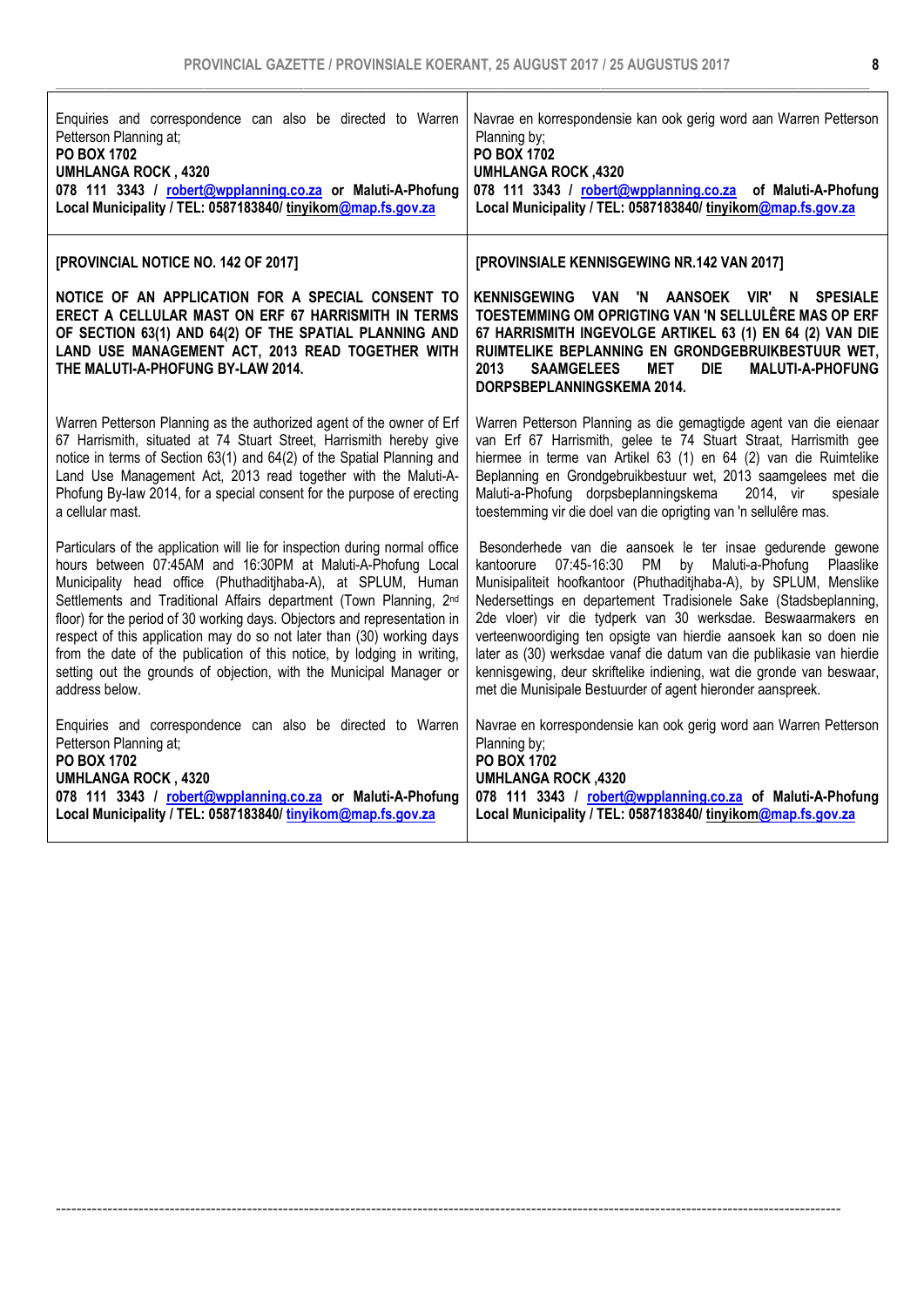Enquiries and correspondence can also be directed to Warren Petterson Planning at;
**PO BOX 1702**
**UMHLANGA ROCK , 4320**
**078 111 3343 / robert@wpplanning.co.za or Maluti-A-Phofung Local Municipality / TEL: 0587183840/ tinyikom@map.fs.gov.za**

Navrae en korrespondensie kan ook gerig word aan Warren Petterson Planning by;
**PO BOX 1702**
**UMHLANGA ROCK ,4320**
**078 111 3343 / robert@wpplanning.co.za of Maluti-A-Phofung Local Municipality / TEL: 0587183840/ tinyikom@map.fs.gov.za**

---

**[PROVINCIAL NOTICE NO. 142 OF 2017]**

**NOTICE OF AN APPLICATION FOR A SPECIAL CONSENT TO ERECT A CELLULAR MAST ON ERF 67 HARRISMITH IN TERMS OF SECTION 63(1) AND 64(2) OF THE SPATIAL PLANNING AND LAND USE MANAGEMENT ACT, 2013 READ TOGETHER WITH THE MALUTI-A-PHOFUNG BY-LAW 2014.**

Warren Petterson Planning as the authorized agent of the owner of Erf 67 Harrismith, situated at 74 Stuart Street, Harrismith hereby give notice in terms of Section 63(1) and 64(2) of the Spatial Planning and Land Use Management Act, 2013 read together with the Maluti-A-Phofung By-law 2014, for a special consent for the purpose of erecting a cellular mast.

Particulars of the application will lie for inspection during normal office hours between 07:45AM and 16:30PM at Maluti-A-Phofung Local Municipality head office (Phuthaditjhaba-A), at SPLUM, Human Settlements and Traditional Affairs department (Town Planning, 2nd floor) for the period of 30 working days. Objectors and representation in respect of this application may do so not later than (30) working days from the date of the publication of this notice, by lodging in writing, setting out the grounds of objection, with the Municipal Manager or address below.

Enquiries and correspondence can also be directed to Warren Petterson Planning at;
**PO BOX 1702**
**UMHLANGA ROCK , 4320**
**078 111 3343 / robert@wpplanning.co.za or Maluti-A-Phofung Local Municipality / TEL: 0587183840/ tinyikom@map.fs.gov.za**

**[PROVINSIALE KENNISGEWING NR.142 VAN 2017]**

**KENNISGEWING VAN 'N AANSOEK VIR' N SPESIALE TOESTEMMING OM OPRIGTING VAN 'N SELLULÊRE MAS OP ERF 67 HARRISMITH INGEVOLGE ARTIKEL 63 (1) EN 64 (2) VAN DIE RUIMTELIKE BEPLANNING EN GRONDGEBRUIKBESTUUR WET, 2013 SAAMGELEES MET DIE MALUTI-A-PHOFUNG DORPSBEPLANNINGSKEMA 2014.**

Warren Petterson Planning as die gemagtigde agent van die eienaar van Erf 67 Harrismith, gelee te 74 Stuart Straat, Harrismith gee hiermee in terme van Artikel 63 (1) en 64 (2) van die Ruimtelike Beplanning en Grondgebruikbestuur wet, 2013 saamgelees met die Maluti-a-Phofung dorpsbeplanningskema 2014, vir spesiale toestemming vir die doel van die oprigting van 'n sellulêre mas.

Besonderhede van die aansoek le ter insae gedurende gewone kantoorure 07:45-16:30 PM by Maluti-a-Phofung Plaaslike Munisipaliteit hoofkantoor (Phuthaditjhaba-A), by SPLUM, Menslike Nedersettings en departement Tradisionele Sake (Stadsbeplanning, 2de vloer) vir die tydperk van 30 werksdae. Beswaarmakers en verteenwoordiging ten opsigte van hierdie aansoek kan so doen nie later as (30) werksdae vanaf die datum van die publikasie van hierdie kennisgewing, deur skriftelike indiening, wat die gronde van beswaar, met die Munisipale Bestuurder of agent hieronder aanspreek.

Navrae en korrespondensie kan ook gerig word aan Warren Petterson Planning by;
**PO BOX 1702**
**UMHLANGA ROCK ,4320**
**078 111 3343 / robert@wpplanning.co.za of Maluti-A-Phofung Local Municipality / TEL: 0587183840/ tinyikom@map.fs.gov.za**